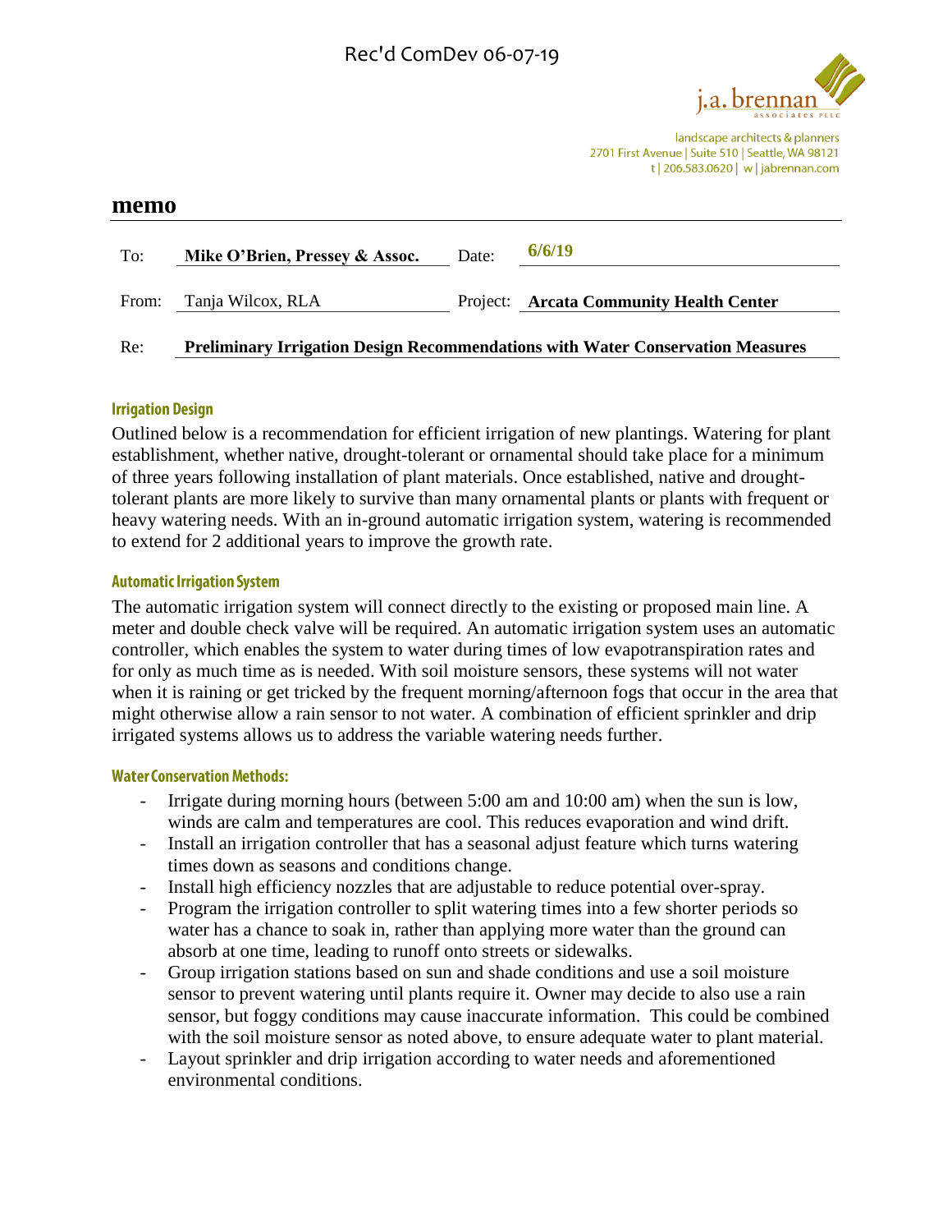Rec'd ComDev 06-07-19

j.a. brennan associates PLLC

landscape architects & planners
2701 First Avenue | Suite 510 | Seattle, WA 98121
t | 206.583.0620 | w | jabrennan.com

# memo

| | | | |
|---|---|---|---|
| To: | **Mike O'Brien, Pressey & Assoc.** | Date: | **6/6/19** |
| From: | Tanja Wilcox, RLA | Project: | **Arcata Community Health Center** |
| Re: | **Preliminary Irrigation Design Recommendations with Water Conservation Measures** | | |

## Irrigation Design

Outlined below is a recommendation for efficient irrigation of new plantings. Watering for plant establishment, whether native, drought-tolerant or ornamental should take place for a minimum of three years following installation of plant materials. Once established, native and drought-tolerant plants are more likely to survive than many ornamental plants or plants with frequent or heavy watering needs. With an in-ground automatic irrigation system, watering is recommended to extend for 2 additional years to improve the growth rate.

## Automatic Irrigation System

The automatic irrigation system will connect directly to the existing or proposed main line. A meter and double check valve will be required. An automatic irrigation system uses an automatic controller, which enables the system to water during times of low evapotranspiration rates and for only as much time as is needed. With soil moisture sensors, these systems will not water when it is raining or get tricked by the frequent morning/afternoon fogs that occur in the area that might otherwise allow a rain sensor to not water. A combination of efficient sprinkler and drip irrigated systems allows us to address the variable watering needs further.

## Water Conservation Methods:

- Irrigate during morning hours (between 5:00 am and 10:00 am) when the sun is low, winds are calm and temperatures are cool. This reduces evaporation and wind drift.
- Install an irrigation controller that has a seasonal adjust feature which turns watering times down as seasons and conditions change.
- Install high efficiency nozzles that are adjustable to reduce potential over-spray.
- Program the irrigation controller to split watering times into a few shorter periods so water has a chance to soak in, rather than applying more water than the ground can absorb at one time, leading to runoff onto streets or sidewalks.
- Group irrigation stations based on sun and shade conditions and use a soil moisture sensor to prevent watering until plants require it. Owner may decide to also use a rain sensor, but foggy conditions may cause inaccurate information. This could be combined with the soil moisture sensor as noted above, to ensure adequate water to plant material.
- Layout sprinkler and drip irrigation according to water needs and aforementioned environmental conditions.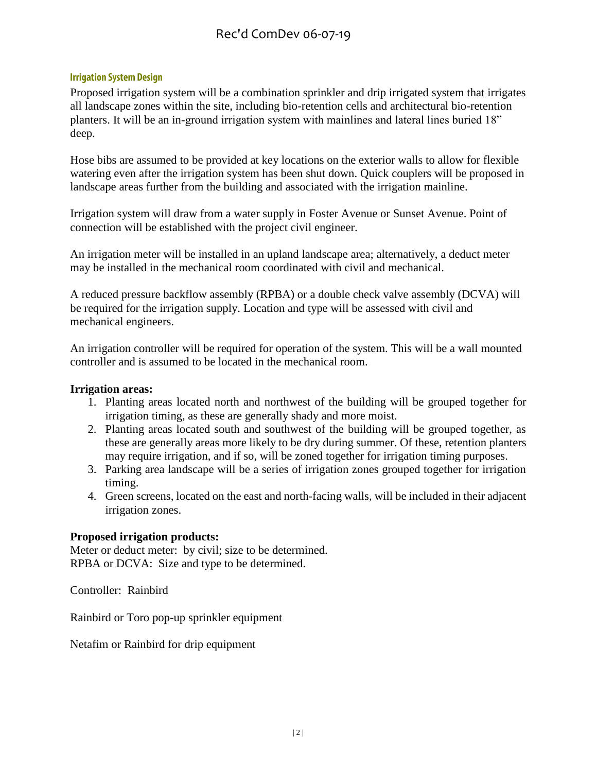Rec'd ComDev 06-07-19

## Irrigation System Design

Proposed irrigation system will be a combination sprinkler and drip irrigated system that irrigates all landscape zones within the site, including bio-retention cells and architectural bio-retention planters. It will be an in-ground irrigation system with mainlines and lateral lines buried 18" deep.

Hose bibs are assumed to be provided at key locations on the exterior walls to allow for flexible watering even after the irrigation system has been shut down. Quick couplers will be proposed in landscape areas further from the building and associated with the irrigation mainline.

Irrigation system will draw from a water supply in Foster Avenue or Sunset Avenue. Point of connection will be established with the project civil engineer.

An irrigation meter will be installed in an upland landscape area; alternatively, a deduct meter may be installed in the mechanical room coordinated with civil and mechanical.

A reduced pressure backflow assembly (RPBA) or a double check valve assembly (DCVA) will be required for the irrigation supply. Location and type will be assessed with civil and mechanical engineers.

An irrigation controller will be required for operation of the system. This will be a wall mounted controller and is assumed to be located in the mechanical room.

**Irrigation areas:**

1. Planting areas located north and northwest of the building will be grouped together for irrigation timing, as these are generally shady and more moist.
2. Planting areas located south and southwest of the building will be grouped together, as these are generally areas more likely to be dry during summer. Of these, retention planters may require irrigation, and if so, will be zoned together for irrigation timing purposes.
3. Parking area landscape will be a series of irrigation zones grouped together for irrigation timing.
4. Green screens, located on the east and north-facing walls, will be included in their adjacent irrigation zones.

**Proposed irrigation products:**

Meter or deduct meter: by civil; size to be determined.
RPBA or DCVA: Size and type to be determined.

Controller: Rainbird

Rainbird or Toro pop-up sprinkler equipment

Netafim or Rainbird for drip equipment